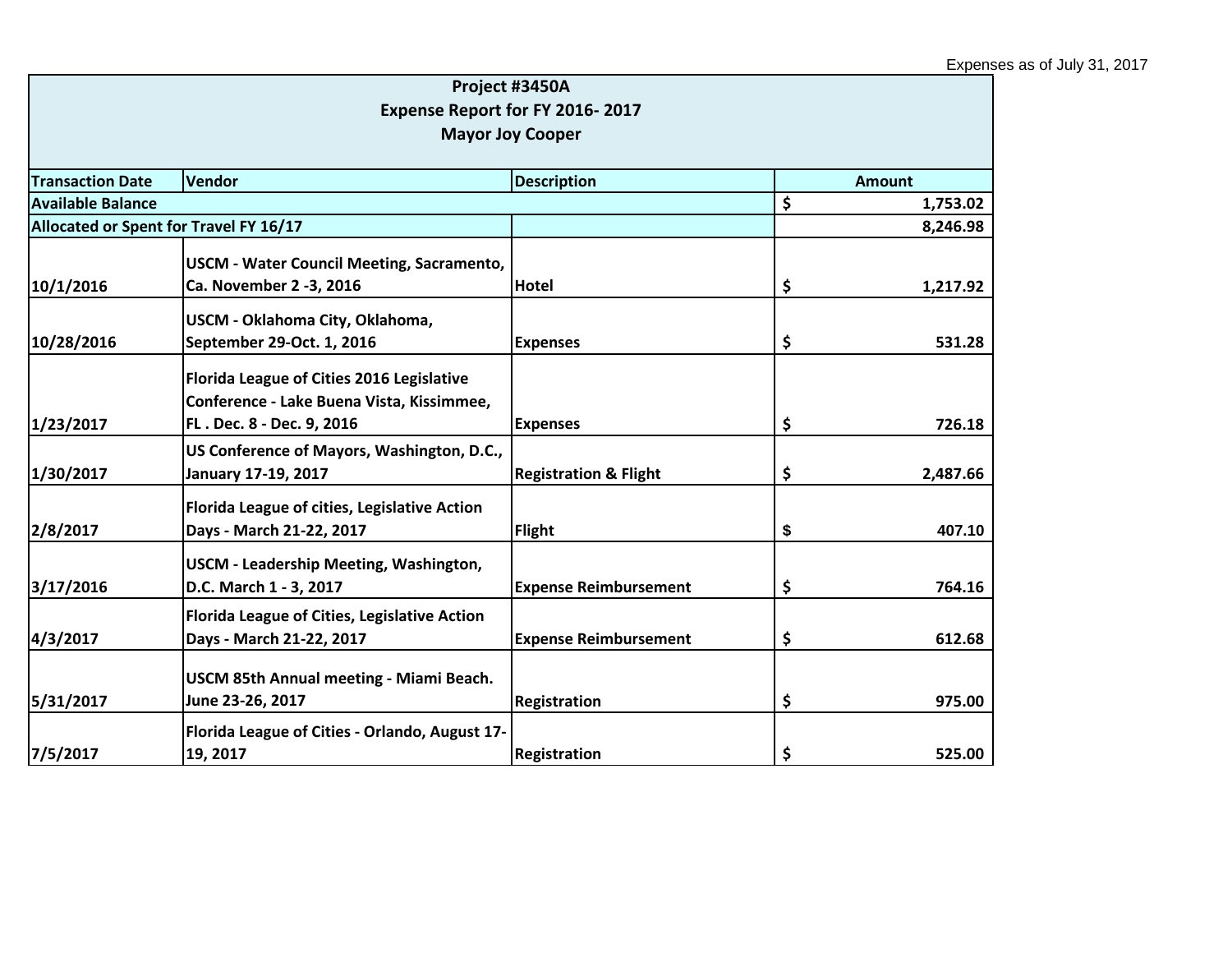Expenses as of July 31, 2017

| Project #3450A<br>Expense Report for FY 2016- 2017<br>Mayor Joy Cooper | | | |
|---|---|---|---|
| **Transaction Date** | **Vendor** | **Description** | **Amount** |
| **Available Balance** | | | **$ 1,753.02** |
| **Allocated or Spent for Travel FY 16/17** | | | **8,246.98** |
| **10/1/2016** | **USCM - Water Council Meeting, Sacramento, Ca. November 2 -3, 2016** | **Hotel** | **$ 1,217.92** |
| **10/28/2016** | **USCM - Oklahoma City, Oklahoma, September 29-Oct. 1, 2016** | **Expenses** | **$ 531.28** |
| **1/23/2017** | **Florida League of Cities 2016 Legislative Conference - Lake Buena Vista, Kissimmee, FL . Dec. 8 - Dec. 9, 2016** | **Expenses** | **$ 726.18** |
| **1/30/2017** | **US Conference of Mayors, Washington, D.C., January 17-19, 2017** | **Registration & Flight** | **$ 2,487.66** |
| **2/8/2017** | **Florida League of cities, Legislative Action Days - March 21-22, 2017** | **Flight** | **$ 407.10** |
| **3/17/2016** | **USCM - Leadership Meeting, Washington, D.C. March 1 - 3, 2017** | **Expense Reimbursement** | **$ 764.16** |
| **4/3/2017** | **Florida League of Cities, Legislative Action Days - March 21-22, 2017** | **Expense Reimbursement** | **$ 612.68** |
| **5/31/2017** | **USCM 85th Annual meeting - Miami Beach. June 23-26, 2017** | **Registration** | **$ 975.00** |
| **7/5/2017** | **Florida League of Cities - Orlando, August 17-19, 2017** | **Registration** | **$ 525.00** |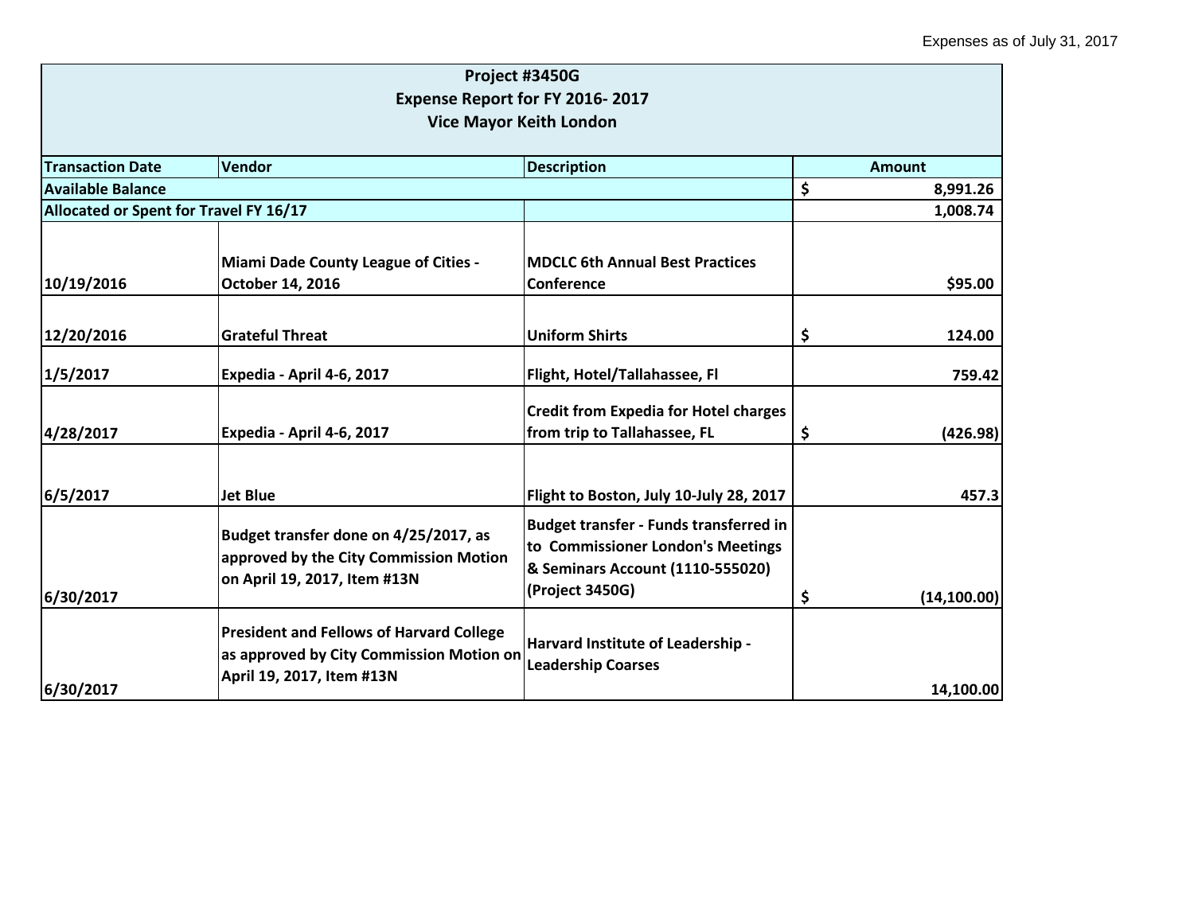Expenses as of July 31, 2017

| **Project #3450G<br>Expense Report for FY 2016- 2017<br>Vice Mayor Keith London** | | | |
|---|---|---|---|
| **Transaction Date** | **Vendor** | **Description** | **Amount** |
| **Available Balance** | | | **$ 8,991.26** |
| **Allocated or Spent for Travel FY 16/17** | | | **1,008.74** |
| **10/19/2016** | **Miami Dade County League of Cities - October 14, 2016** | **MDCLC 6th Annual Best Practices Conference** | **$95.00** |
| **12/20/2016** | **Grateful Threat** | **Uniform Shirts** | **$ 124.00** |
| **1/5/2017** | **Expedia - April 4-6, 2017** | **Flight, Hotel/Tallahassee, Fl** | **759.42** |
| **4/28/2017** | **Expedia - April 4-6, 2017** | **Credit from Expedia for Hotel charges from trip to Tallahassee, FL** | **$ (426.98)** |
| **6/5/2017** | **Jet Blue** | **Flight to Boston, July 10-July 28, 2017** | **457.3** |
| **6/30/2017** | **Budget transfer done on 4/25/2017, as approved by the City Commission Motion on April 19, 2017, Item #13N** | **Budget transfer - Funds transferred in to Commissioner London's Meetings & Seminars Account (1110-555020) (Project 3450G)** | **$ (14,100.00)** |
| **6/30/2017** | **President and Fellows of Harvard College as approved by City Commission Motion on April 19, 2017, Item #13N** | **Harvard Institute of Leadership - Leadership Coarses** | **14,100.00** |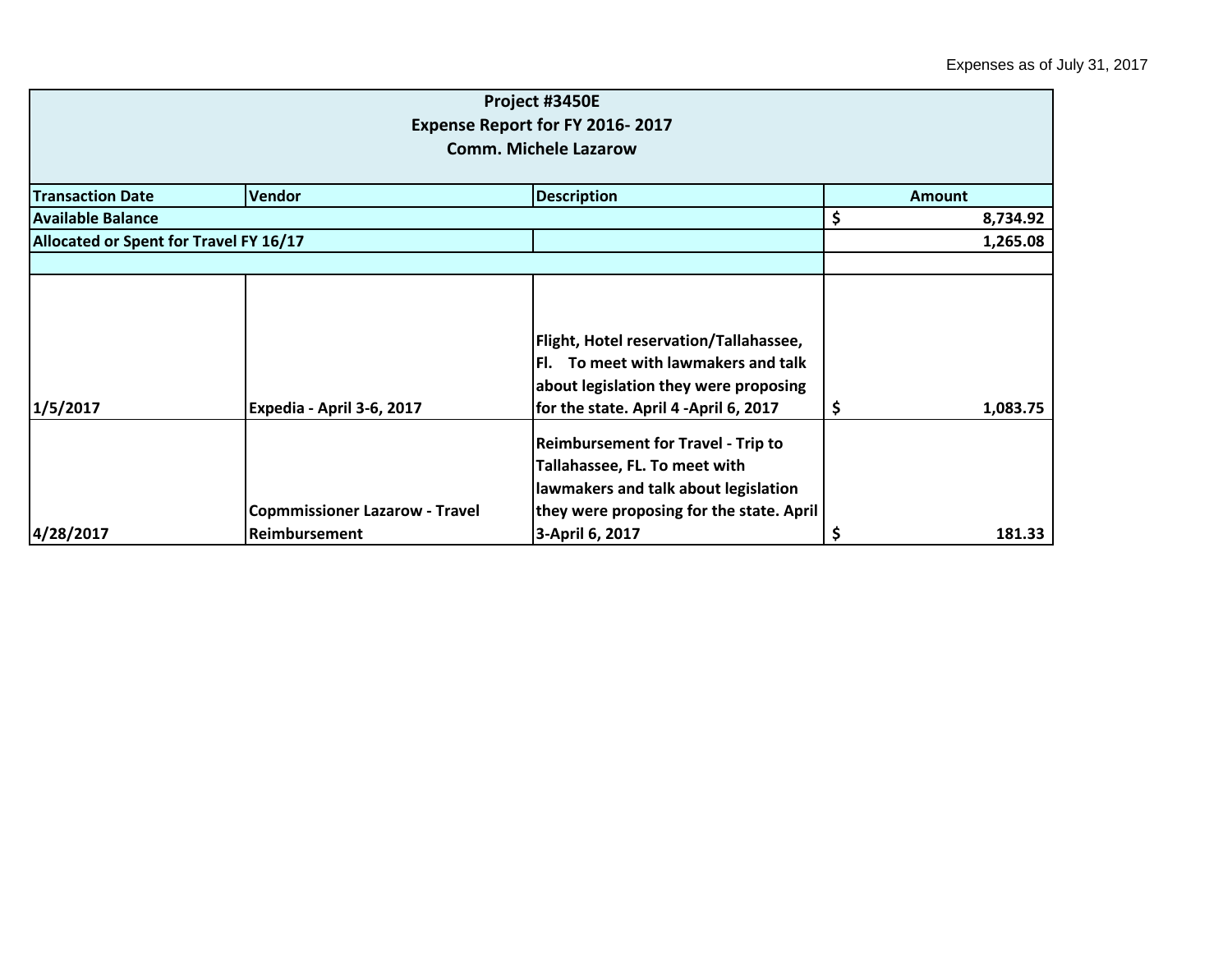Expenses as of July 31, 2017

| Project #3450E<br>Expense Report for FY 2016- 2017<br>Comm. Michele Lazarow | | | |
|---|---|---|---|
| **Transaction Date** | **Vendor** | **Description** | **Amount** |
| **Available Balance** | | | **$ 8,734.92** |
| **Allocated or Spent for Travel FY 16/17** | | | **1,265.08** |
| | | | |
| **1/5/2017** | **Expedia - April 3-6, 2017** | **Flight, Hotel reservation/Tallahassee, Fl. To meet with lawmakers and talk about legislation they were proposing for the state. April 4 -April 6, 2017** | **$ 1,083.75** |
| **4/28/2017** | **Copmmissioner Lazarow - Travel Reimbursement** | **Reimbursement for Travel - Trip to Tallahassee, FL. To meet with lawmakers and talk about legislation they were proposing for the state. April 3-April 6, 2017** | **$ 181.33** |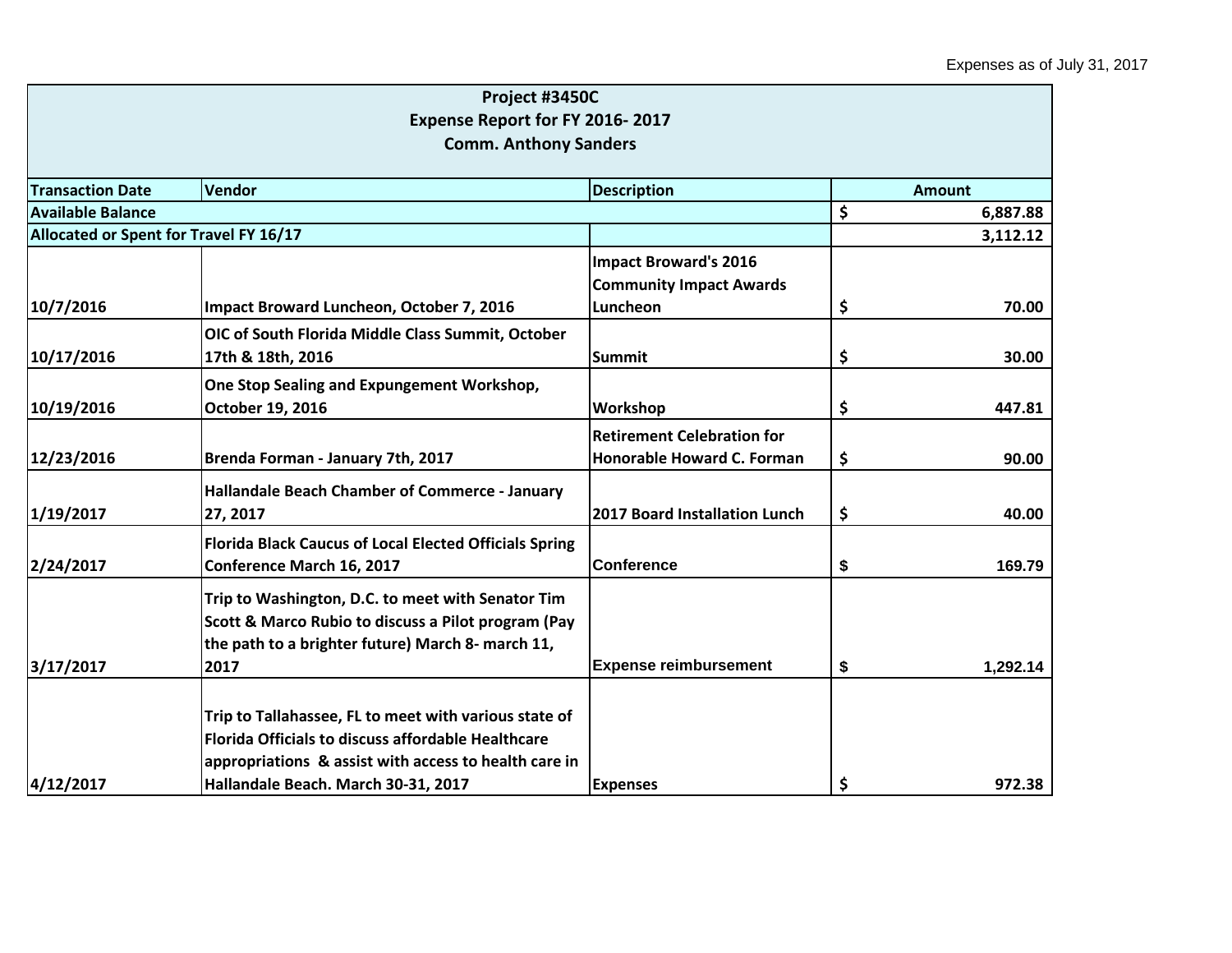Expenses as of July 31, 2017

| Project #3450C<br>Expense Report for FY 2016- 2017<br>Comm. Anthony Sanders | | | |
|---|---|---|---|
| **Transaction Date** | **Vendor** | **Description** | **Amount** |
| **Available Balance** | | | **$ 6,887.88** |
| **Allocated or Spent for Travel FY 16/17** | | | **3,112.12** |
| **10/7/2016** | **Impact Broward Luncheon, October 7, 2016** | **Impact Broward's 2016 Community Impact Awards Luncheon** | **$ 70.00** |
| **10/17/2016** | **OIC of South Florida Middle Class Summit, October 17th & 18th, 2016** | **Summit** | **$ 30.00** |
| **10/19/2016** | **One Stop Sealing and Expungement Workshop, October 19, 2016** | **Workshop** | **$ 447.81** |
| **12/23/2016** | **Brenda Forman - January 7th, 2017** | **Retirement Celebration for Honorable Howard C. Forman** | **$ 90.00** |
| **1/19/2017** | **Hallandale Beach Chamber of Commerce - January 27, 2017** | **2017 Board Installation Lunch** | **$ 40.00** |
| **2/24/2017** | **Florida Black Caucus of Local Elected Officials Spring Conference March 16, 2017** | **Conference** | **$ 169.79** |
| **3/17/2017** | **Trip to Washington, D.C. to meet with Senator Tim Scott & Marco Rubio to discuss a Pilot program (Pay the path to a brighter future) March 8- march 11, 2017** | **Expense reimbursement** | **$ 1,292.14** |
| **4/12/2017** | **Trip to Tallahassee, FL to meet with various state of Florida Officials to discuss affordable Healthcare appropriations & assist with access to health care in Hallandale Beach. March 30-31, 2017** | **Expenses** | **$ 972.38** |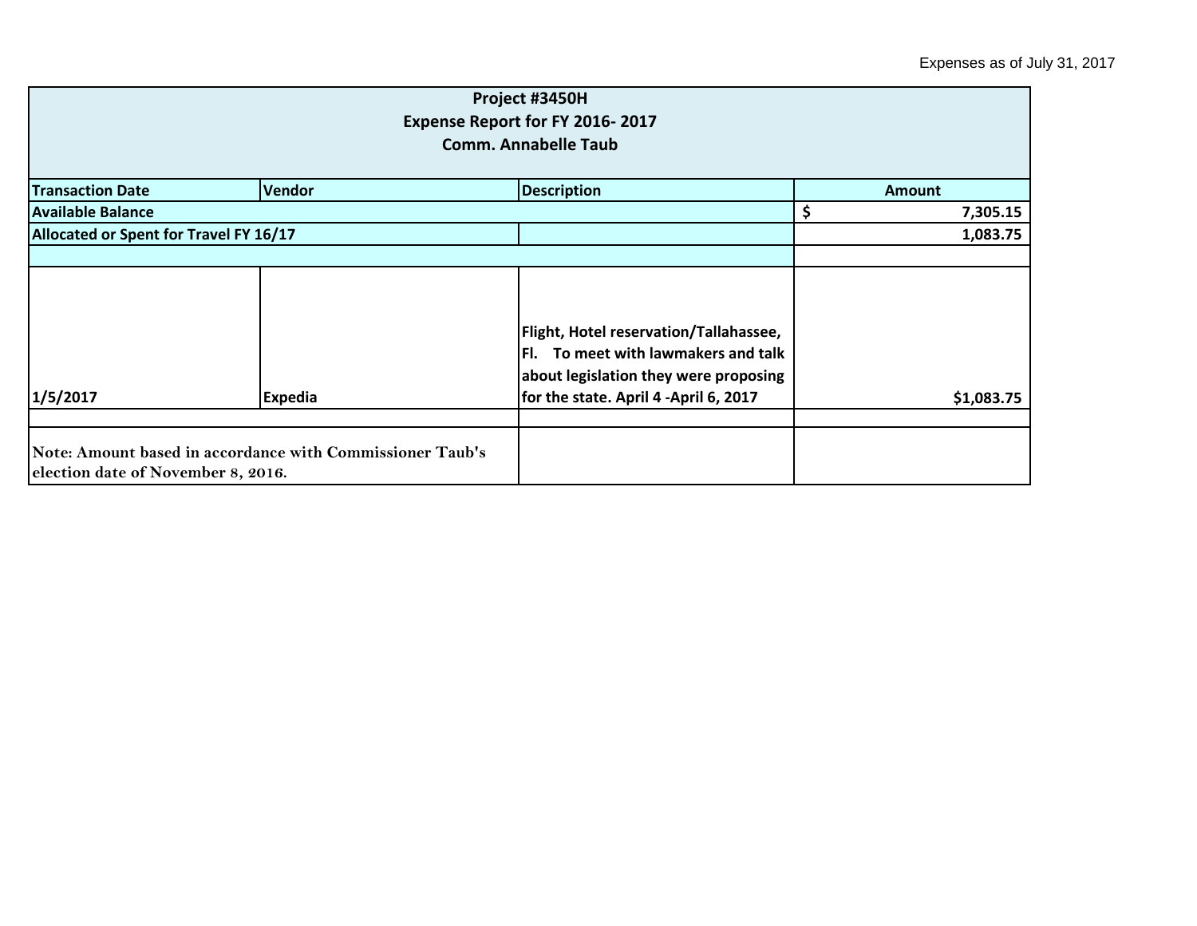Expenses as of July 31, 2017

| Project #3450H<br>Expense Report for FY 2016- 2017<br>Comm. Annabelle Taub | | | |
|---|---|---|---|
| **Transaction Date** | **Vendor** | **Description** | **Amount** |
| **Available Balance** | | | **$ 7,305.15** |
| **Allocated or Spent for Travel FY 16/17** | | | **1,083.75** |
| | | | |
| **1/5/2017** | **Expedia** | **Flight, Hotel reservation/Tallahassee, Fl. To meet with lawmakers and talk about legislation they were proposing for the state. April 4 -April 6, 2017** | **$1,083.75** |
| | | | |
| **Note: Amount based in accordance with Commissioner Taub's election date of November 8, 2016.** | | | |